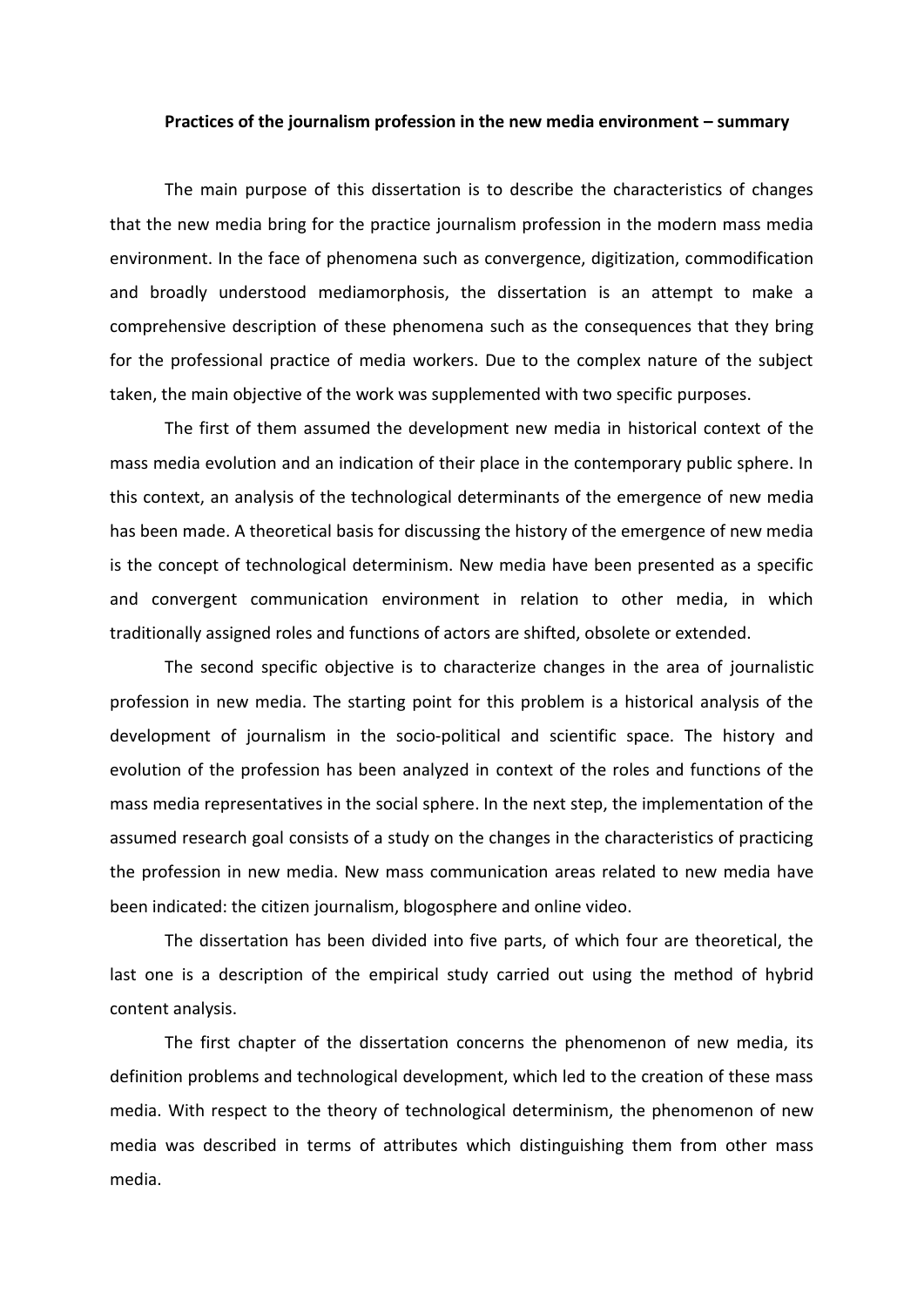**Practices of the journalism profession in the new media environment – summary**

The main purpose of this dissertation is to describe the characteristics of changes that the new media bring for the practice journalism profession in the modern mass media environment. In the face of phenomena such as convergence, digitization, commodification and broadly understood mediamorphosis, the dissertation is an attempt to make a comprehensive description of these phenomena such as the consequences that they bring for the professional practice of media workers. Due to the complex nature of the subject taken, the main objective of the work was supplemented with two specific purposes.

The first of them assumed the development new media in historical context of the mass media evolution and an indication of their place in the contemporary public sphere. In this context, an analysis of the technological determinants of the emergence of new media has been made. A theoretical basis for discussing the history of the emergence of new media is the concept of technological determinism. New media have been presented as a specific and convergent communication environment in relation to other media, in which traditionally assigned roles and functions of actors are shifted, obsolete or extended.

The second specific objective is to characterize changes in the area of journalistic profession in new media. The starting point for this problem is a historical analysis of the development of journalism in the socio-political and scientific space. The history and evolution of the profession has been analyzed in context of the roles and functions of the mass media representatives in the social sphere. In the next step, the implementation of the assumed research goal consists of a study on the changes in the characteristics of practicing the profession in new media. New mass communication areas related to new media have been indicated: the citizen journalism, blogosphere and online video.

The dissertation has been divided into five parts, of which four are theoretical, the last one is a description of the empirical study carried out using the method of hybrid content analysis.

The first chapter of the dissertation concerns the phenomenon of new media, its definition problems and technological development, which led to the creation of these mass media. With respect to the theory of technological determinism, the phenomenon of new media was described in terms of attributes which distinguishing them from other mass media.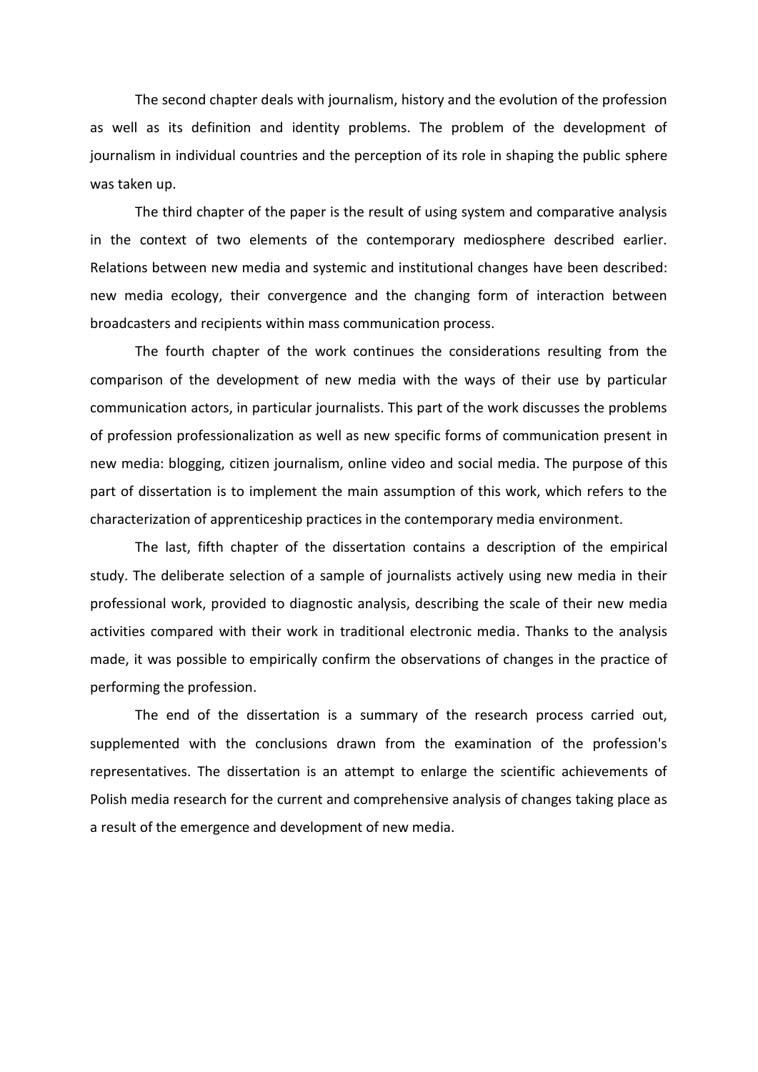The second chapter deals with journalism, history and the evolution of the profession as well as its definition and identity problems. The problem of the development of journalism in individual countries and the perception of its role in shaping the public sphere was taken up.

The third chapter of the paper is the result of using system and comparative analysis in the context of two elements of the contemporary mediosphere described earlier. Relations between new media and systemic and institutional changes have been described: new media ecology, their convergence and the changing form of interaction between broadcasters and recipients within mass communication process.

The fourth chapter of the work continues the considerations resulting from the comparison of the development of new media with the ways of their use by particular communication actors, in particular journalists. This part of the work discusses the problems of profession professionalization as well as new specific forms of communication present in new media: blogging, citizen journalism, online video and social media. The purpose of this part of dissertation is to implement the main assumption of this work, which refers to the characterization of apprenticeship practices in the contemporary media environment.

The last, fifth chapter of the dissertation contains a description of the empirical study. The deliberate selection of a sample of journalists actively using new media in their professional work, provided to diagnostic analysis, describing the scale of their new media activities compared with their work in traditional electronic media. Thanks to the analysis made, it was possible to empirically confirm the observations of changes in the practice of performing the profession.

The end of the dissertation is a summary of the research process carried out, supplemented with the conclusions drawn from the examination of the profession's representatives. The dissertation is an attempt to enlarge the scientific achievements of Polish media research for the current and comprehensive analysis of changes taking place as a result of the emergence and development of new media.